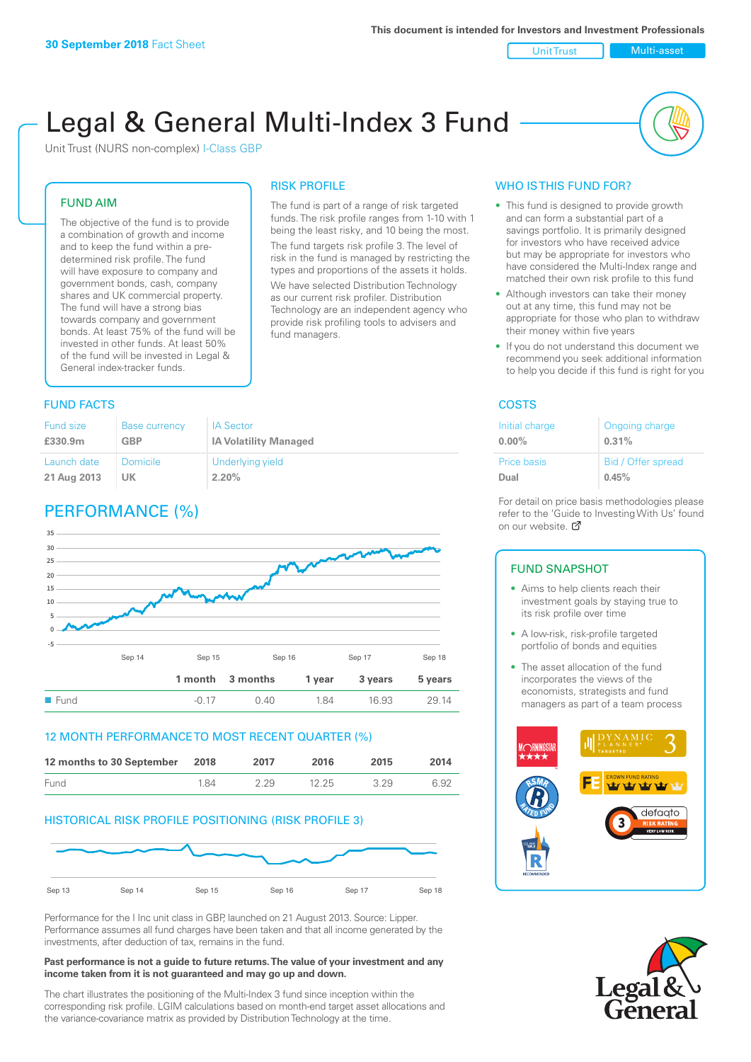**30 September 2018** Fact Sheet

This document is intended for Investors and Investment Professionals

Unit Trust | Multi-asset

# Legal & General Multi-Index 3 Fund

Unit Trust (NURS non-complex) I-Class GBP

## FUND AIM

The objective of the fund is to provide a combination of growth and income and to keep the fund within a pre-determined risk profile. The fund will have exposure to company and government bonds, cash, company shares and UK commercial property. The fund will have a strong bias towards company and government bonds. At least 75% of the fund will be invested in other funds. At least 50% of the fund will be invested in Legal & General index-tracker funds.

## RISK PROFILE

The fund is part of a range of risk targeted funds. The risk profile ranges from 1-10 with 1 being the least risky, and 10 being the most.

The fund targets risk profile 3. The level of risk in the fund is managed by restricting the types and proportions of the assets it holds. We have selected Distribution Technology as our current risk profiler. Distribution Technology are an independent agency who provide risk profiling tools to advisers and fund managers.

## WHO IS THIS FUND FOR?

- This fund is designed to provide growth and can form a substantial part of a savings portfolio. It is primarily designed for investors who have received advice but may be appropriate for investors who have considered the Multi-Index range and matched their own risk profile to this fund
- Although investors can take their money out at any time, this fund may not be appropriate for those who plan to withdraw their money within five years
- If you do not understand this document we recommend you seek additional information to help you decide if this fund is right for you

## FUND FACTS

| Fund size | Base currency | IA Sector |
|---|---|---|
| **£330.9m** | **GBP** | **IA Volatility Managed** |
| **Launch date** | **Domicile** | **Underlying yield** |
| **21 Aug 2013** | **UK** | **2.20%** |

## COSTS

| Initial charge | Ongoing charge |
|---|---|
| **0.00%** | **0.31%** |
| **Price basis** | **Bid / Offer spread** |
| **Dual** | **0.45%** |

For detail on price basis methodologies please refer to the 'Guide to Investing With Us' found on our website.

## PERFORMANCE (%)

| | 1 month | 3 months | 1 year | 3 years | 5 years |
|---|---|---|---|---|---|
| Fund | -0.17 | 0.40 | 1.84 | 16.93 | 29.14 |

## 12 MONTH PERFORMANCE TO MOST RECENT QUARTER (%)

| 12 months to 30 September | 2018 | 2017 | 2016 | 2015 | 2014 |
|---|---|---|---|---|---|
| Fund | 1.84 | 2.29 | 12.25 | 3.29 | 6.92 |

## HISTORICAL RISK PROFILE POSITIONING (RISK PROFILE 3)

## FUND SNAPSHOT

- Aims to help clients reach their investment goals by staying true to its risk profile over time
- A low-risk, risk-profile targeted portfolio of bonds and equities
- The asset allocation of the fund incorporates the views of the economists, strategists and fund managers as part of a team process

Performance for the I Inc unit class in GBP, launched on 21 August 2013. Source: Lipper. Performance assumes all fund charges have been taken and that all income generated by the investments, after deduction of tax, remains in the fund.

**Past performance is not a guide to future returns. The value of your investment and any income taken from it is not guaranteed and may go up and down.**

The chart illustrates the positioning of the Multi-Index 3 fund since inception within the corresponding risk profile. LGIM calculations based on month-end target asset allocations and the variance-covariance matrix as provided by Distribution Technology at the time.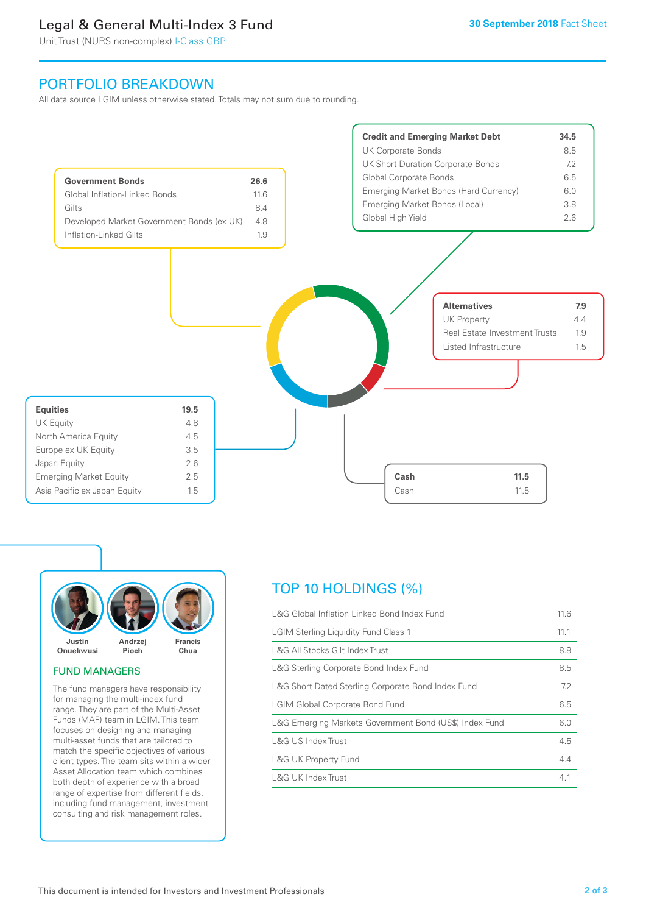Legal & General Multi-Index 3 Fund

Unit Trust (NURS non-complex) I-Class GBP

30 September 2018 Fact Sheet

## PORTFOLIO BREAKDOWN

All data source LGIM unless otherwise stated. Totals may not sum due to rounding.

| Government Bonds | 26.6 |
|---|---|
| Global Inflation-Linked Bonds | 11.6 |
| Gilts | 8.4 |
| Developed Market Government Bonds (ex UK) | 4.8 |
| Inflation-Linked Gilts | 1.9 |

| Credit and Emerging Market Debt | 34.5 |
|---|---|
| UK Corporate Bonds | 8.5 |
| UK Short Duration Corporate Bonds | 7.2 |
| Global Corporate Bonds | 6.5 |
| Emerging Market Bonds (Hard Currency) | 6.0 |
| Emerging Market Bonds (Local) | 3.8 |
| Global High Yield | 2.6 |

| Alternatives | 7.9 |
|---|---|
| UK Property | 4.4 |
| Real Estate Investment Trusts | 1.9 |
| Listed Infrastructure | 1.5 |

| Equities | 19.5 |
|---|---|
| UK Equity | 4.8 |
| North America Equity | 4.5 |
| Europe ex UK Equity | 3.5 |
| Japan Equity | 2.6 |
| Emerging Market Equity | 2.5 |
| Asia Pacific ex Japan Equity | 1.5 |

| Cash | 11.5 |
|---|---|
| Cash | 11.5 |

Justin Onuekwusi, Andrzej Pioch, Francis Chua

### FUND MANAGERS

The fund managers have responsibility for managing the multi-index fund range. They are part of the Multi-Asset Funds (MAF) team in LGIM. This team focuses on designing and managing multi-asset funds that are tailored to match the specific objectives of various client types. The team sits within a wider Asset Allocation team which combines both depth of experience with a broad range of expertise from different fields, including fund management, investment consulting and risk management roles.

## TOP 10 HOLDINGS (%)

| Holding | % |
|---|---|
| L&G Global Inflation Linked Bond Index Fund | 11.6 |
| LGIM Sterling Liquidity Fund Class 1 | 11.1 |
| L&G All Stocks Gilt Index Trust | 8.8 |
| L&G Sterling Corporate Bond Index Fund | 8.5 |
| L&G Short Dated Sterling Corporate Bond Index Fund | 7.2 |
| LGIM Global Corporate Bond Fund | 6.5 |
| L&G Emerging Markets Government Bond (US$) Index Fund | 6.0 |
| L&G US Index Trust | 4.5 |
| L&G UK Property Fund | 4.4 |
| L&G UK Index Trust | 4.1 |

This document is intended for Investors and Investment Professionals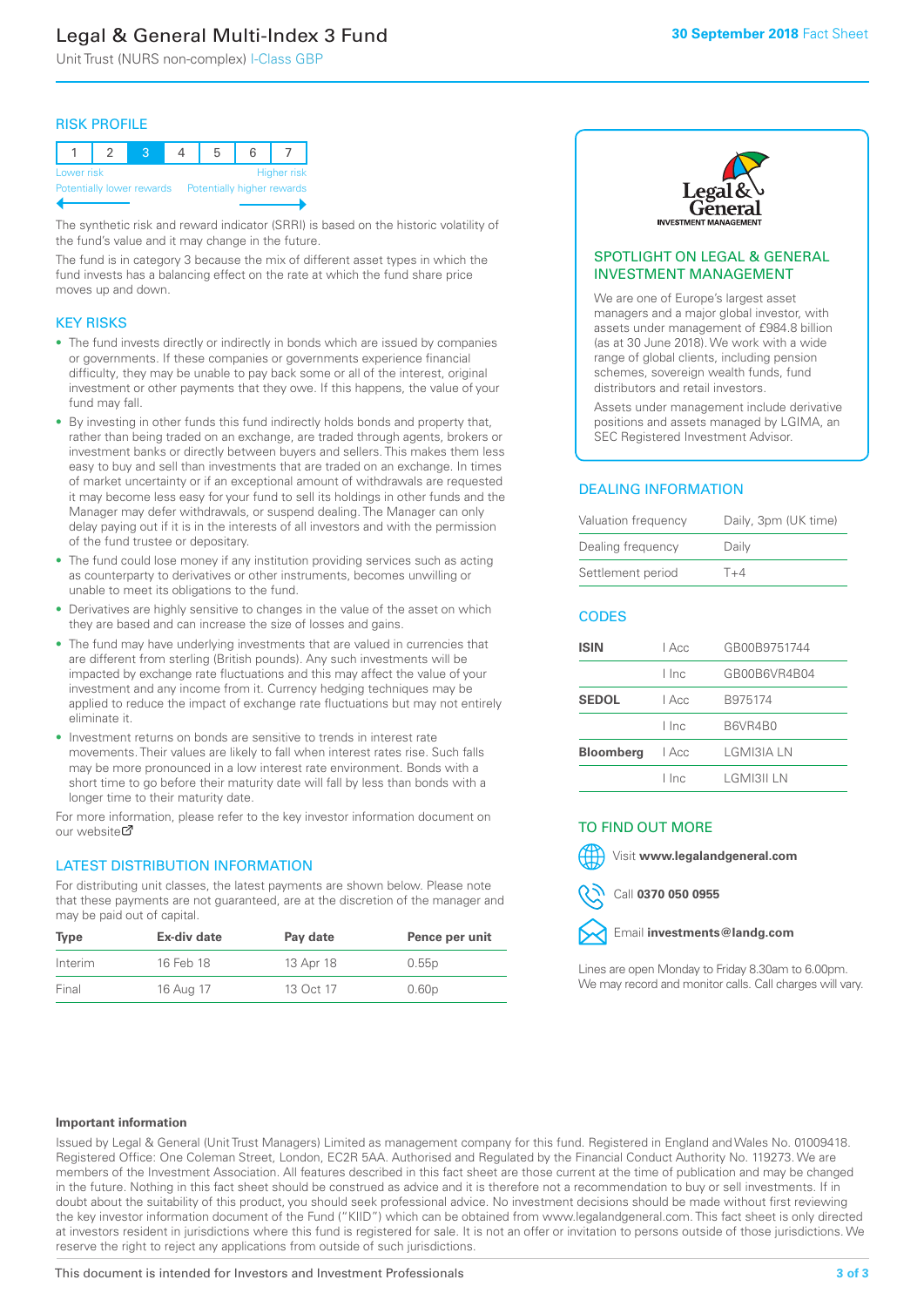# Legal & General Multi-Index 3 Fund

Unit Trust (NURS non-complex) I-Class GBP

**30 September 2018** Fact Sheet

## RISK PROFILE

| 1 | 2 | 3 | 4 | 5 | 6 | 7 |
|---|---|---|---|---|---|---|

Lower risk — Higher risk

Potentially lower rewards — Potentially higher rewards

The synthetic risk and reward indicator (SRRI) is based on the historic volatility of the fund's value and it may change in the future.

The fund is in category 3 because the mix of different asset types in which the fund invests has a balancing effect on the rate at which the fund share price moves up and down.

## KEY RISKS

- The fund invests directly or indirectly in bonds which are issued by companies or governments. If these companies or governments experience financial difficulty, they may be unable to pay back some or all of the interest, original investment or other payments that they owe. If this happens, the value of your fund may fall.
- By investing in other funds this fund indirectly holds bonds and property that, rather than being traded on an exchange, are traded through agents, brokers or investment banks or directly between buyers and sellers. This makes them less easy to buy and sell than investments that are traded on an exchange. In times of market uncertainty or if an exceptional amount of withdrawals are requested it may become less easy for your fund to sell its holdings in other funds and the Manager may defer withdrawals, or suspend dealing. The Manager can only delay paying out if it is in the interests of all investors and with the permission of the fund trustee or depositary.
- The fund could lose money if any institution providing services such as acting as counterparty to derivatives or other instruments, becomes unwilling or unable to meet its obligations to the fund.
- Derivatives are highly sensitive to changes in the value of the asset on which they are based and can increase the size of losses and gains.
- The fund may have underlying investments that are valued in currencies that are different from sterling (British pounds). Any such investments will be impacted by exchange rate fluctuations and this may affect the value of your investment and any income from it. Currency hedging techniques may be applied to reduce the impact of exchange rate fluctuations but may not entirely eliminate it.
- Investment returns on bonds are sensitive to trends in interest rate movements. Their values are likely to fall when interest rates rise. Such falls may be more pronounced in a low interest rate environment. Bonds with a short time to go before their maturity date will fall by less than bonds with a longer time to their maturity date.

For more information, please refer to the key investor information document on our website

## LATEST DISTRIBUTION INFORMATION

For distributing unit classes, the latest payments are shown below. Please note that these payments are not guaranteed, are at the discretion of the manager and may be paid out of capital.

| Type | Ex-div date | Pay date | Pence per unit |
|---|---|---|---|
| Interim | 16 Feb 18 | 13 Apr 18 | 0.55p |
| Final | 16 Aug 17 | 13 Oct 17 | 0.60p |

## SPOTLIGHT ON LEGAL & GENERAL INVESTMENT MANAGEMENT

We are one of Europe's largest asset managers and a major global investor, with assets under management of £984.8 billion (as at 30 June 2018). We work with a wide range of global clients, including pension schemes, sovereign wealth funds, fund distributors and retail investors.

Assets under management include derivative positions and assets managed by LGIMA, an SEC Registered Investment Advisor.

## DEALING INFORMATION

| | |
|---|---|
| Valuation frequency | Daily, 3pm (UK time) |
| Dealing frequency | Daily |
| Settlement period | T+4 |

## CODES

| | | |
|---|---|---|
| **ISIN** | I Acc | GB00B9751744 |
| | I Inc | GB00B6VR4B04 |
| **SEDOL** | I Acc | B975174 |
| | I Inc | B6VR4B0 |
| **Bloomberg** | I Acc | LGMI3IA LN |
| | I Inc | LGMI3II LN |

## TO FIND OUT MORE

Visit **www.legalandgeneral.com**

Call **0370 050 0955**

Email **investments@landg.com**

Lines are open Monday to Friday 8.30am to 6.00pm. We may record and monitor calls. Call charges will vary.

**Important information**

Issued by Legal & General (Unit Trust Managers) Limited as management company for this fund. Registered in England and Wales No. 01009418. Registered Office: One Coleman Street, London, EC2R 5AA. Authorised and Regulated by the Financial Conduct Authority No. 119273. We are members of the Investment Association. All features described in this fact sheet are those current at the time of publication and may be changed in the future. Nothing in this fact sheet should be construed as advice and it is therefore not a recommendation to buy or sell investments. If in doubt about the suitability of this product, you should seek professional advice. No investment decisions should be made without first reviewing the key investor information document of the Fund ("KIID") which can be obtained from www.legalandgeneral.com. This fact sheet is only directed at investors resident in jurisdictions where this fund is registered for sale. It is not an offer or invitation to persons outside of those jurisdictions. We reserve the right to reject any applications from outside of such jurisdictions.

This document is intended for Investors and Investment Professionals